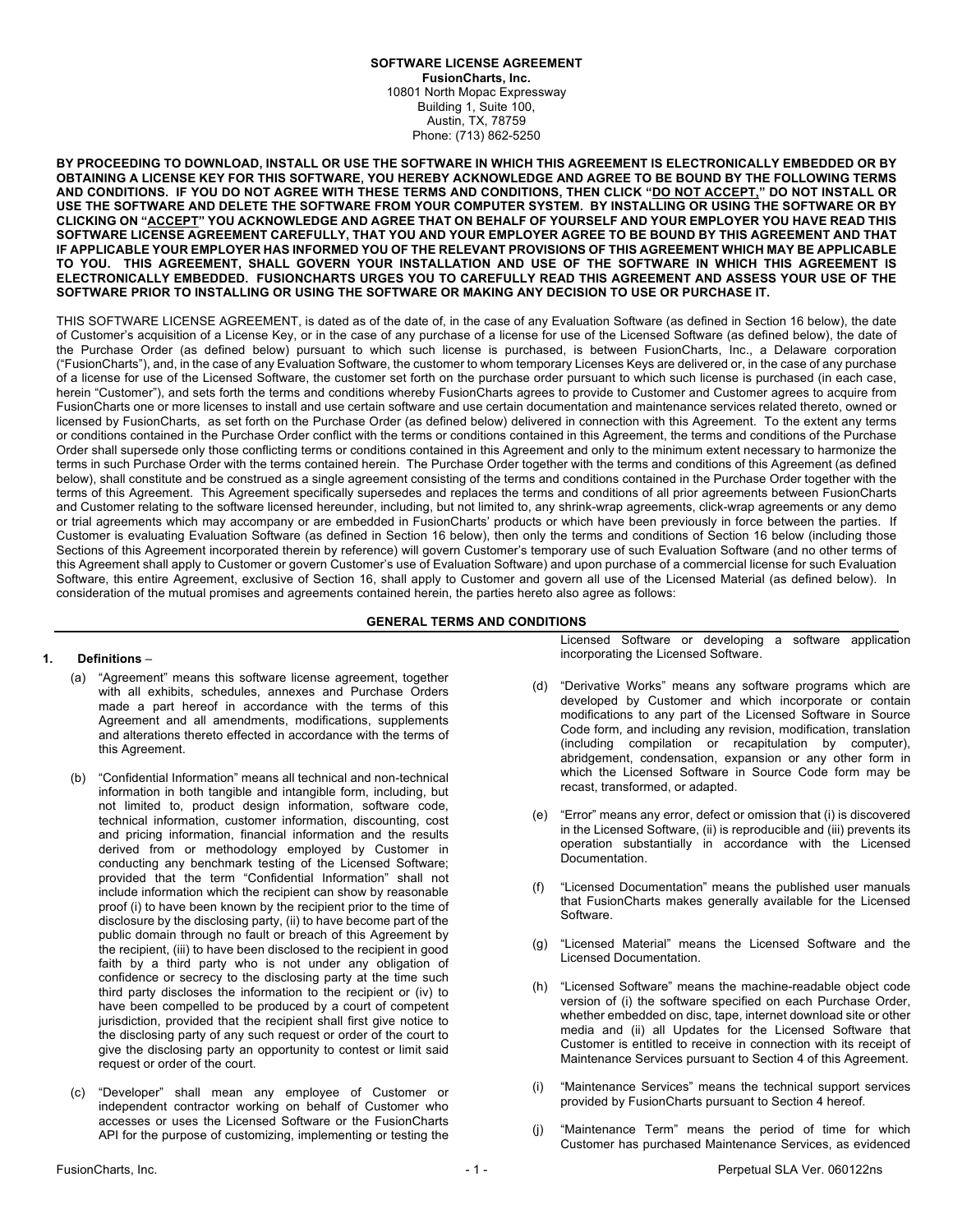**SOFTWARE LICENSE AGREEMENT**
**FusionCharts, Inc.**
10801 North Mopac Expressway
Building 1, Suite 100,
Austin, TX, 78759
Phone: (713) 862-5250

**BY PROCEEDING TO DOWNLOAD, INSTALL OR USE THE SOFTWARE IN WHICH THIS AGREEMENT IS ELECTRONICALLY EMBEDDED OR BY OBTAINING A LICENSE KEY FOR THIS SOFTWARE, YOU HEREBY ACKNOWLEDGE AND AGREE TO BE BOUND BY THE FOLLOWING TERMS AND CONDITIONS. IF YOU DO NOT AGREE WITH THESE TERMS AND CONDITIONS, THEN CLICK "DO NOT ACCEPT," DO NOT INSTALL OR USE THE SOFTWARE AND DELETE THE SOFTWARE FROM YOUR COMPUTER SYSTEM. BY INSTALLING OR USING THE SOFTWARE OR BY CLICKING ON "ACCEPT" YOU ACKNOWLEDGE AND AGREE THAT ON BEHALF OF YOURSELF AND YOUR EMPLOYER YOU HAVE READ THIS SOFTWARE LICENSE AGREEMENT CAREFULLY, THAT YOU AND YOUR EMPLOYER AGREE TO BE BOUND BY THIS AGREEMENT AND THAT IF APPLICABLE YOUR EMPLOYER HAS INFORMED YOU OF THE RELEVANT PROVISIONS OF THIS AGREEMENT WHICH MAY BE APPLICABLE TO YOU. THIS AGREEMENT, SHALL GOVERN YOUR INSTALLATION AND USE OF THE SOFTWARE IN WHICH THIS AGREEMENT IS ELECTRONICALLY EMBEDDED. FUSIONCHARTS URGES YOU TO CAREFULLY READ THIS AGREEMENT AND ASSESS YOUR USE OF THE SOFTWARE PRIOR TO INSTALLING OR USING THE SOFTWARE OR MAKING ANY DECISION TO USE OR PURCHASE IT.**

THIS SOFTWARE LICENSE AGREEMENT, is dated as of the date of, in the case of any Evaluation Software (as defined in Section 16 below), the date of Customer's acquisition of a License Key, or in the case of any purchase of a license for use of the Licensed Software (as defined below), the date of the Purchase Order (as defined below) pursuant to which such license is purchased, is between FusionCharts, Inc., a Delaware corporation ("FusionCharts"), and, in the case of any Evaluation Software, the customer to whom temporary Licenses Keys are delivered or, in the case of any purchase of a license for use of the Licensed Software, the customer set forth on the purchase order pursuant to which such license is purchased (in each case, herein "Customer"), and sets forth the terms and conditions whereby FusionCharts agrees to provide to Customer and Customer agrees to acquire from FusionCharts one or more licenses to install and use certain software and use certain documentation and maintenance services related thereto, owned or licensed by FusionCharts, as set forth on the Purchase Order (as defined below) delivered in connection with this Agreement. To the extent any terms or conditions contained in the Purchase Order conflict with the terms or conditions contained in this Agreement, the terms and conditions of the Purchase Order shall supersede only those conflicting terms or conditions contained in this Agreement and only to the minimum extent necessary to harmonize the terms in such Purchase Order with the terms contained herein. The Purchase Order together with the terms and conditions of this Agreement (as defined below), shall constitute and be construed as a single agreement consisting of the terms and conditions contained in the Purchase Order together with the terms of this Agreement. This Agreement specifically supersedes and replaces the terms and conditions of all prior agreements between FusionCharts and Customer relating to the software licensed hereunder, including, but not limited to, any shrink-wrap agreements, click-wrap agreements or any demo or trial agreements which may accompany or are embedded in FusionCharts' products or which have been previously in force between the parties. If Customer is evaluating Evaluation Software (as defined in Section 16 below), then only the terms and conditions of Section 16 below (including those Sections of this Agreement incorporated therein by reference) will govern Customer's temporary use of such Evaluation Software (and no other terms of this Agreement shall apply to Customer or govern Customer's use of Evaluation Software) and upon purchase of a commercial license for such Evaluation Software, this entire Agreement, exclusive of Section 16, shall apply to Customer and govern all use of the Licensed Material (as defined below). In consideration of the mutual promises and agreements contained herein, the parties hereto also agree as follows:

## GENERAL TERMS AND CONDITIONS

**1. Definitions** –

(a) "Agreement" means this software license agreement, together with all exhibits, schedules, annexes and Purchase Orders made a part hereof in accordance with the terms of this Agreement and all amendments, modifications, supplements and alterations thereto effected in accordance with the terms of this Agreement.

(b) "Confidential Information" means all technical and non-technical information in both tangible and intangible form, including, but not limited to, product design information, software code, technical information, customer information, discounting, cost and pricing information, financial information and the results derived from or methodology employed by Customer in conducting any benchmark testing of the Licensed Software; provided that the term "Confidential Information" shall not include information which the recipient can show by reasonable proof (i) to have been known by the recipient prior to the time of disclosure by the disclosing party, (ii) to have become part of the public domain through no fault or breach of this Agreement by the recipient, (iii) to have been disclosed to the recipient in good faith by a third party who is not under any obligation of confidence or secrecy to the disclosing party at the time such third party discloses the information to the recipient or (iv) to have been compelled to be produced by a court of competent jurisdiction, provided that the recipient shall first give notice to the disclosing party of any such request or order of the court to give the disclosing party an opportunity to contest or limit said request or order of the court.

(c) "Developer" shall mean any employee of Customer or independent contractor working on behalf of Customer who accesses or uses the Licensed Software or the FusionCharts API for the purpose of customizing, implementing or testing the Licensed Software or developing a software application incorporating the Licensed Software.

(d) "Derivative Works" means any software programs which are developed by Customer and which incorporate or contain modifications to any part of the Licensed Software in Source Code form, and including any revision, modification, translation (including compilation or recapitulation by computer), abridgement, condensation, expansion or any other form in which the Licensed Software in Source Code form may be recast, transformed, or adapted.

(e) "Error" means any error, defect or omission that (i) is discovered in the Licensed Software, (ii) is reproducible and (iii) prevents its operation substantially in accordance with the Licensed Documentation.

(f) "Licensed Documentation" means the published user manuals that FusionCharts makes generally available for the Licensed Software.

(g) "Licensed Material" means the Licensed Software and the Licensed Documentation.

(h) "Licensed Software" means the machine-readable object code version of (i) the software specified on each Purchase Order, whether embedded on disc, tape, internet download site or other media and (ii) all Updates for the Licensed Software that Customer is entitled to receive in connection with its receipt of Maintenance Services pursuant to Section 4 of this Agreement.

(i) "Maintenance Services" means the technical support services provided by FusionCharts pursuant to Section 4 hereof.

(j) "Maintenance Term" means the period of time for which Customer has purchased Maintenance Services, as evidenced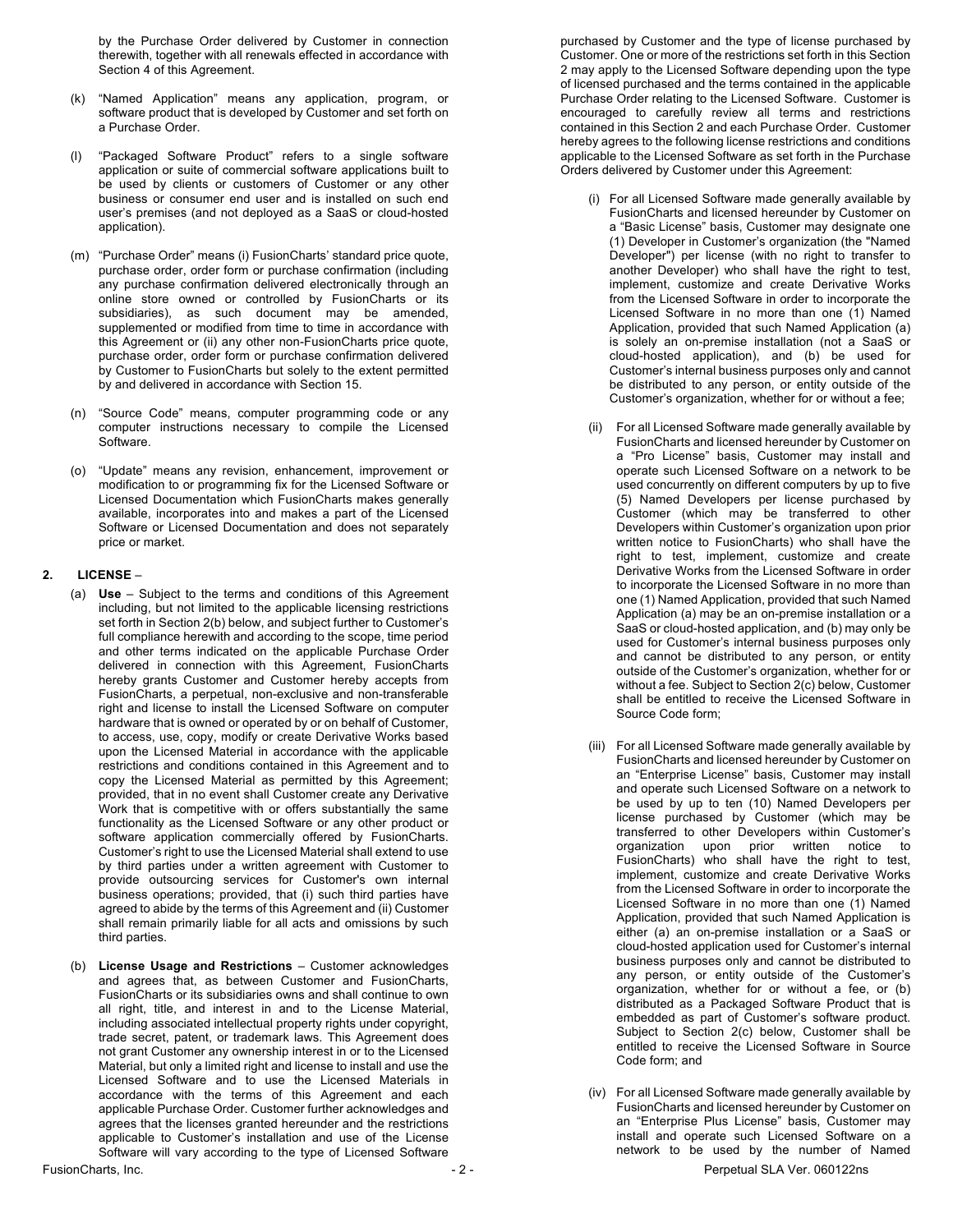by the Purchase Order delivered by Customer in connection therewith, together with all renewals effected in accordance with Section 4 of this Agreement.

(k) "Named Application" means any application, program, or software product that is developed by Customer and set forth on a Purchase Order.

(l) "Packaged Software Product" refers to a single software application or suite of commercial software applications built to be used by clients or customers of Customer or any other business or consumer end user and is installed on such end user's premises (and not deployed as a SaaS or cloud-hosted application).

(m) "Purchase Order" means (i) FusionCharts' standard price quote, purchase order, order form or purchase confirmation (including any purchase confirmation delivered electronically through an online store owned or controlled by FusionCharts or its subsidiaries), as such document may be amended, supplemented or modified from time to time in accordance with this Agreement or (ii) any other non-FusionCharts price quote, purchase order, order form or purchase confirmation delivered by Customer to FusionCharts but solely to the extent permitted by and delivered in accordance with Section 15.

(n) "Source Code" means, computer programming code or any computer instructions necessary to compile the Licensed Software.

(o) "Update" means any revision, enhancement, improvement or modification to or programming fix for the Licensed Software or Licensed Documentation which FusionCharts makes generally available, incorporates into and makes a part of the Licensed Software or Licensed Documentation and does not separately price or market.

## 2. LICENSE –

(a) **Use** – Subject to the terms and conditions of this Agreement including, but not limited to the applicable licensing restrictions set forth in Section 2(b) below, and subject further to Customer's full compliance herewith and according to the scope, time period and other terms indicated on the applicable Purchase Order delivered in connection with this Agreement, FusionCharts hereby grants Customer and Customer hereby accepts from FusionCharts, a perpetual, non-exclusive and non-transferable right and license to install the Licensed Software on computer hardware that is owned or operated by or on behalf of Customer, to access, use, copy, modify or create Derivative Works based upon the Licensed Material in accordance with the applicable restrictions and conditions contained in this Agreement and to copy the Licensed Material as permitted by this Agreement; provided, that in no event shall Customer create any Derivative Work that is competitive with or offers substantially the same functionality as the Licensed Software or any other product or software application commercially offered by FusionCharts. Customer's right to use the Licensed Material shall extend to use by third parties under a written agreement with Customer to provide outsourcing services for Customer's own internal business operations; provided, that (i) such third parties have agreed to abide by the terms of this Agreement and (ii) Customer shall remain primarily liable for all acts and omissions by such third parties.

(b) **License Usage and Restrictions** – Customer acknowledges and agrees that, as between Customer and FusionCharts, FusionCharts or its subsidiaries owns and shall continue to own all right, title, and interest in and to the License Material, including associated intellectual property rights under copyright, trade secret, patent, or trademark laws. This Agreement does not grant Customer any ownership interest in or to the Licensed Material, but only a limited right and license to install and use the Licensed Software and to use the Licensed Materials in accordance with the terms of this Agreement and each applicable Purchase Order. Customer further acknowledges and agrees that the licenses granted hereunder and the restrictions applicable to Customer's installation and use of the License Software will vary according to the type of Licensed Software purchased by Customer and the type of license purchased by Customer. One or more of the restrictions set forth in this Section 2 may apply to the Licensed Software depending upon the type of licensed purchased and the terms contained in the applicable Purchase Order relating to the Licensed Software. Customer is encouraged to carefully review all terms and restrictions contained in this Section 2 and each Purchase Order. Customer hereby agrees to the following license restrictions and conditions applicable to the Licensed Software as set forth in the Purchase Orders delivered by Customer under this Agreement:

(i) For all Licensed Software made generally available by FusionCharts and licensed hereunder by Customer on a "Basic License" basis, Customer may designate one (1) Developer in Customer's organization (the "Named Developer") per license (with no right to transfer to another Developer) who shall have the right to test, implement, customize and create Derivative Works from the Licensed Software in order to incorporate the Licensed Software in no more than one (1) Named Application, provided that such Named Application (a) is solely an on-premise installation (not a SaaS or cloud-hosted application), and (b) be used for Customer's internal business purposes only and cannot be distributed to any person, or entity outside of the Customer's organization, whether for or without a fee;

(ii) For all Licensed Software made generally available by FusionCharts and licensed hereunder by Customer on a "Pro License" basis, Customer may install and operate such Licensed Software on a network to be used concurrently on different computers by up to five (5) Named Developers per license purchased by Customer (which may be transferred to other Developers within Customer's organization upon prior written notice to FusionCharts) who shall have the right to test, implement, customize and create Derivative Works from the Licensed Software in order to incorporate the Licensed Software in no more than one (1) Named Application, provided that such Named Application (a) may be an on-premise installation or a SaaS or cloud-hosted application, and (b) may only be used for Customer's internal business purposes only and cannot be distributed to any person, or entity outside of the Customer's organization, whether for or without a fee. Subject to Section 2(c) below, Customer shall be entitled to receive the Licensed Software in Source Code form;

(iii) For all Licensed Software made generally available by FusionCharts and licensed hereunder by Customer on an "Enterprise License" basis, Customer may install and operate such Licensed Software on a network to be used by up to ten (10) Named Developers per license purchased by Customer (which may be transferred to other Developers within Customer's organization upon prior written notice to FusionCharts) who shall have the right to test, implement, customize and create Derivative Works from the Licensed Software in order to incorporate the Licensed Software in no more than one (1) Named Application, provided that such Named Application is either (a) an on-premise installation or a SaaS or cloud-hosted application used for Customer's internal business purposes only and cannot be distributed to any person, or entity outside of the Customer's organization, whether for or without a fee, or (b) distributed as a Packaged Software Product that is embedded as part of Customer's software product. Subject to Section 2(c) below, Customer shall be entitled to receive the Licensed Software in Source Code form; and

(iv) For all Licensed Software made generally available by FusionCharts and licensed hereunder by Customer on an "Enterprise Plus License" basis, Customer may install and operate such Licensed Software on a network to be used by the number of Named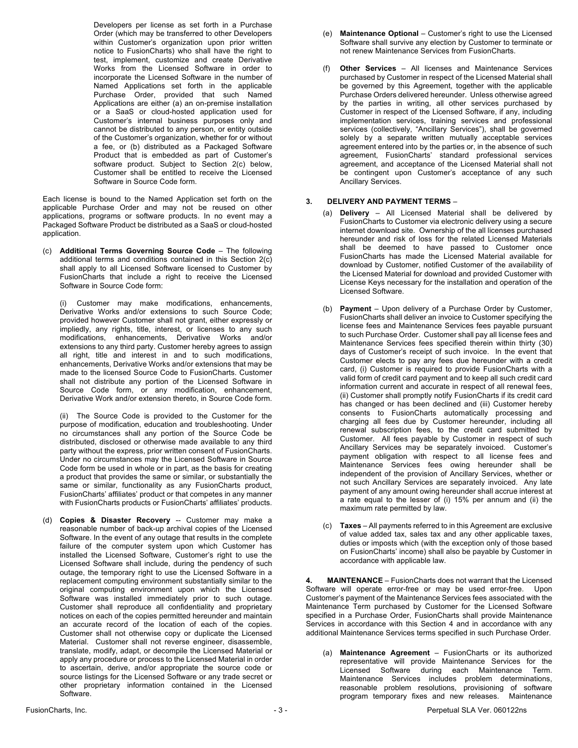Developers per license as set forth in a Purchase Order (which may be transferred to other Developers within Customer's organization upon prior written notice to FusionCharts) who shall have the right to test, implement, customize and create Derivative Works from the Licensed Software in order to incorporate the Licensed Software in the number of Named Applications set forth in the applicable Purchase Order, provided that such Named Applications are either (a) an on-premise installation or a SaaS or cloud-hosted application used for Customer's internal business purposes only and cannot be distributed to any person, or entity outside of the Customer's organization, whether for or without a fee, or (b) distributed as a Packaged Software Product that is embedded as part of Customer's software product. Subject to Section 2(c) below, Customer shall be entitled to receive the Licensed Software in Source Code form.

Each license is bound to the Named Application set forth on the applicable Purchase Order and may not be reused on other applications, programs or software products. In no event may a Packaged Software Product be distributed as a SaaS or cloud-hosted application.

(c) **Additional Terms Governing Source Code** – The following additional terms and conditions contained in this Section 2(c) shall apply to all Licensed Software licensed to Customer by FusionCharts that include a right to receive the Licensed Software in Source Code form:

(i) Customer may make modifications, enhancements, Derivative Works and/or extensions to such Source Code; provided however Customer shall not grant, either expressly or impliedly, any rights, title, interest, or licenses to any such modifications, enhancements, Derivative Works and/or extensions to any third party. Customer hereby agrees to assign all right, title and interest in and to such modifications, enhancements, Derivative Works and/or extensions that may be made to the licensed Source Code to FusionCharts. Customer shall not distribute any portion of the Licensed Software in Source Code form, or any modification, enhancement, Derivative Work and/or extension thereto, in Source Code form.

(ii) The Source Code is provided to the Customer for the purpose of modification, education and troubleshooting. Under no circumstances shall any portion of the Source Code be distributed, disclosed or otherwise made available to any third party without the express, prior written consent of FusionCharts. Under no circumstances may the Licensed Software in Source Code form be used in whole or in part, as the basis for creating a product that provides the same or similar, or substantially the same or similar, functionality as any FusionCharts product, FusionCharts' affiliates' product or that competes in any manner with FusionCharts products or FusionCharts' affiliates' products.

(d) **Copies & Disaster Recovery** -- Customer may make a reasonable number of back-up archival copies of the Licensed Software. In the event of any outage that results in the complete failure of the computer system upon which Customer has installed the Licensed Software, Customer's right to use the Licensed Software shall include, during the pendency of such outage, the temporary right to use the Licensed Software in a replacement computing environment substantially similar to the original computing environment upon which the Licensed Software was installed immediately prior to such outage. Customer shall reproduce all confidentiality and proprietary notices on each of the copies permitted hereunder and maintain an accurate record of the location of each of the copies. Customer shall not otherwise copy or duplicate the Licensed Material. Customer shall not reverse engineer, disassemble, translate, modify, adapt, or decompile the Licensed Material or apply any procedure or process to the Licensed Material in order to ascertain, derive, and/or appropriate the source code or source listings for the Licensed Software or any trade secret or other proprietary information contained in the Licensed Software.

(e) **Maintenance Optional** – Customer's right to use the Licensed Software shall survive any election by Customer to terminate or not renew Maintenance Services from FusionCharts.

(f) **Other Services** – All licenses and Maintenance Services purchased by Customer in respect of the Licensed Material shall be governed by this Agreement, together with the applicable Purchase Orders delivered hereunder. Unless otherwise agreed by the parties in writing, all other services purchased by Customer in respect of the Licensed Software, if any, including implementation services, training services and professional services (collectively, "Ancillary Services"), shall be governed solely by a separate written mutually acceptable services agreement entered into by the parties or, in the absence of such agreement, FusionCharts' standard professional services agreement, and acceptance of the Licensed Material shall not be contingent upon Customer's acceptance of any such Ancillary Services.

**3. DELIVERY AND PAYMENT TERMS** –

(a) **Delivery** – All Licensed Material shall be delivered by FusionCharts to Customer via electronic delivery using a secure internet download site. Ownership of the all licenses purchased hereunder and risk of loss for the related Licensed Materials shall be deemed to have passed to Customer once FusionCharts has made the Licensed Material available for download by Customer, notified Customer of the availability of the Licensed Material for download and provided Customer with License Keys necessary for the installation and operation of the Licensed Software.

(b) **Payment** – Upon delivery of a Purchase Order by Customer, FusionCharts shall deliver an invoice to Customer specifying the license fees and Maintenance Services fees payable pursuant to such Purchase Order. Customer shall pay all license fees and Maintenance Services fees specified therein within thirty (30) days of Customer's receipt of such invoice. In the event that Customer elects to pay any fees due hereunder with a credit card, (i) Customer is required to provide FusionCharts with a valid form of credit card payment and to keep all such credit card information current and accurate in respect of all renewal fees, (ii) Customer shall promptly notify FusionCharts if its credit card has changed or has been declined and (iii) Customer hereby consents to FusionCharts automatically processing and charging all fees due by Customer hereunder, including all renewal subscription fees, to the credit card submitted by Customer. All fees payable by Customer in respect of such Ancillary Services may be separately invoiced. Customer's payment obligation with respect to all license fees and Maintenance Services fees owing hereunder shall be independent of the provision of Ancillary Services, whether or not such Ancillary Services are separately invoiced. Any late payment of any amount owing hereunder shall accrue interest at a rate equal to the lesser of (i) 15% per annum and (ii) the maximum rate permitted by law.

(c) **Taxes** – All payments referred to in this Agreement are exclusive of value added tax, sales tax and any other applicable taxes, duties or imposts which (with the exception only of those based on FusionCharts' income) shall also be payable by Customer in accordance with applicable law.

**4. MAINTENANCE** – FusionCharts does not warrant that the Licensed Software will operate error-free or may be used error-free. Upon Customer's payment of the Maintenance Services fees associated with the Maintenance Term purchased by Customer for the Licensed Software specified in a Purchase Order, FusionCharts shall provide Maintenance Services in accordance with this Section 4 and in accordance with any additional Maintenance Services terms specified in such Purchase Order.

(a) **Maintenance Agreement** – FusionCharts or its authorized representative will provide Maintenance Services for the Licensed Software during each Maintenance Term. Maintenance Services includes problem determinations, reasonable problem resolutions, provisioning of software program temporary fixes and new releases. Maintenance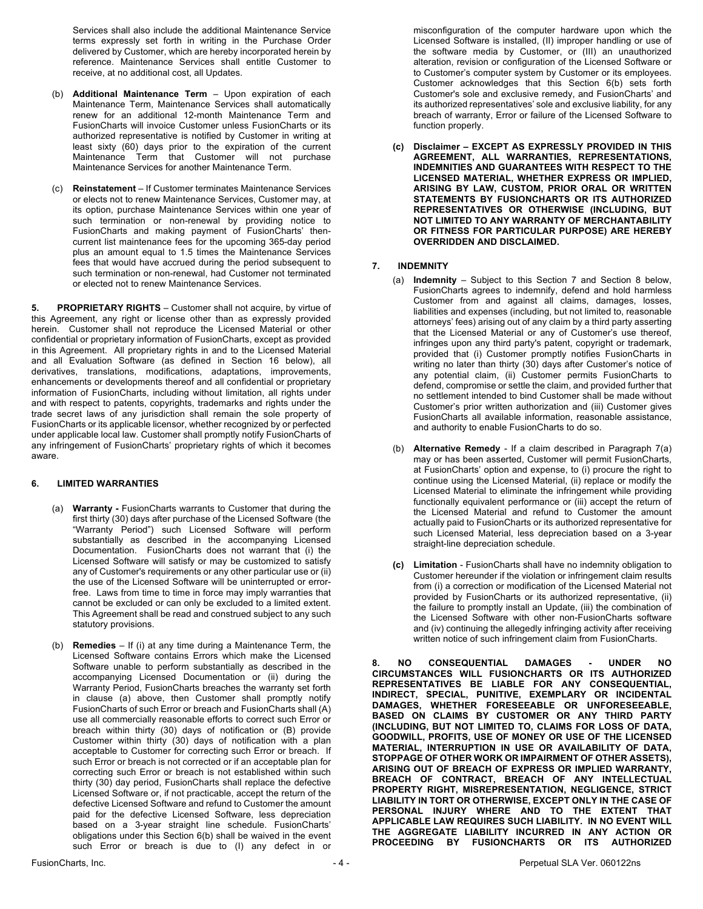Services shall also include the additional Maintenance Service terms expressly set forth in writing in the Purchase Order delivered by Customer, which are hereby incorporated herein by reference. Maintenance Services shall entitle Customer to receive, at no additional cost, all Updates.

(b) **Additional Maintenance Term** – Upon expiration of each Maintenance Term, Maintenance Services shall automatically renew for an additional 12-month Maintenance Term and FusionCharts will invoice Customer unless FusionCharts or its authorized representative is notified by Customer in writing at least sixty (60) days prior to the expiration of the current Maintenance Term that Customer will not purchase Maintenance Services for another Maintenance Term.

(c) **Reinstatement** – If Customer terminates Maintenance Services or elects not to renew Maintenance Services, Customer may, at its option, purchase Maintenance Services within one year of such termination or non-renewal by providing notice to FusionCharts and making payment of FusionCharts' then-current list maintenance fees for the upcoming 365-day period plus an amount equal to 1.5 times the Maintenance Services fees that would have accrued during the period subsequent to such termination or non-renewal, had Customer not terminated or elected not to renew Maintenance Services.

**5. PROPRIETARY RIGHTS** – Customer shall not acquire, by virtue of this Agreement, any right or license other than as expressly provided herein. Customer shall not reproduce the Licensed Material or other confidential or proprietary information of FusionCharts, except as provided in this Agreement. All proprietary rights in and to the Licensed Material and all Evaluation Software (as defined in Section 16 below), all derivatives, translations, modifications, adaptations, improvements, enhancements or developments thereof and all confidential or proprietary information of FusionCharts, including without limitation, all rights under and with respect to patents, copyrights, trademarks and rights under the trade secret laws of any jurisdiction shall remain the sole property of FusionCharts or its applicable licensor, whether recognized by or perfected under applicable local law. Customer shall promptly notify FusionCharts of any infringement of FusionCharts' proprietary rights of which it becomes aware.

**6. LIMITED WARRANTIES**

(a) **Warranty -** FusionCharts warrants to Customer that during the first thirty (30) days after purchase of the Licensed Software (the "Warranty Period") such Licensed Software will perform substantially as described in the accompanying Licensed Documentation. FusionCharts does not warrant that (i) the Licensed Software will satisfy or may be customized to satisfy any of Customer's requirements or any other particular use or (ii) the use of the Licensed Software will be uninterrupted or error-free. Laws from time to time in force may imply warranties that cannot be excluded or can only be excluded to a limited extent. This Agreement shall be read and construed subject to any such statutory provisions.

(b) **Remedies** – If (i) at any time during a Maintenance Term, the Licensed Software contains Errors which make the Licensed Software unable to perform substantially as described in the accompanying Licensed Documentation or (ii) during the Warranty Period, FusionCharts breaches the warranty set forth in clause (a) above, then Customer shall promptly notify FusionCharts of such Error or breach and FusionCharts shall (A) use all commercially reasonable efforts to correct such Error or breach within thirty (30) days of notification or (B) provide Customer within thirty (30) days of notification with a plan acceptable to Customer for correcting such Error or breach. If such Error or breach is not corrected or if an acceptable plan for correcting such Error or breach is not established within such thirty (30) day period, FusionCharts shall replace the defective Licensed Software or, if not practicable, accept the return of the defective Licensed Software and refund to Customer the amount paid for the defective Licensed Software, less depreciation based on a 3-year straight line schedule. FusionCharts' obligations under this Section 6(b) shall be waived in the event such Error or breach is due to (I) any defect in or misconfiguration of the computer hardware upon which the Licensed Software is installed, (II) improper handling or use of the software media by Customer, or (III) an unauthorized alteration, revision or configuration of the Licensed Software or to Customer's computer system by Customer or its employees. Customer acknowledges that this Section 6(b) sets forth Customer's sole and exclusive remedy, and FusionCharts' and its authorized representatives' sole and exclusive liability, for any breach of warranty, Error or failure of the Licensed Software to function properly.

**(c) Disclaimer – EXCEPT AS EXPRESSLY PROVIDED IN THIS AGREEMENT, ALL WARRANTIES, REPRESENTATIONS, INDEMNITIES AND GUARANTEES WITH RESPECT TO THE LICENSED MATERIAL, WHETHER EXPRESS OR IMPLIED, ARISING BY LAW, CUSTOM, PRIOR ORAL OR WRITTEN STATEMENTS BY FUSIONCHARTS OR ITS AUTHORIZED REPRESENTATIVES OR OTHERWISE (INCLUDING, BUT NOT LIMITED TO ANY WARRANTY OF MERCHANTABILITY OR FITNESS FOR PARTICULAR PURPOSE) ARE HEREBY OVERRIDDEN AND DISCLAIMED.**

**7. INDEMNITY**

(a) **Indemnity** – Subject to this Section 7 and Section 8 below, FusionCharts agrees to indemnify, defend and hold harmless Customer from and against all claims, damages, losses, liabilities and expenses (including, but not limited to, reasonable attorneys' fees) arising out of any claim by a third party asserting that the Licensed Material or any of Customer's use thereof, infringes upon any third party's patent, copyright or trademark, provided that (i) Customer promptly notifies FusionCharts in writing no later than thirty (30) days after Customer's notice of any potential claim, (ii) Customer permits FusionCharts to defend, compromise or settle the claim, and provided further that no settlement intended to bind Customer shall be made without Customer's prior written authorization and (iii) Customer gives FusionCharts all available information, reasonable assistance, and authority to enable FusionCharts to do so.

(b) **Alternative Remedy** - If a claim described in Paragraph 7(a) may or has been asserted, Customer will permit FusionCharts, at FusionCharts' option and expense, to (i) procure the right to continue using the Licensed Material, (ii) replace or modify the Licensed Material to eliminate the infringement while providing functionally equivalent performance or (iii) accept the return of the Licensed Material and refund to Customer the amount actually paid to FusionCharts or its authorized representative for such Licensed Material, less depreciation based on a 3-year straight-line depreciation schedule.

**(c) Limitation** - FusionCharts shall have no indemnity obligation to Customer hereunder if the violation or infringement claim results from (i) a correction or modification of the Licensed Material not provided by FusionCharts or its authorized representative, (ii) the failure to promptly install an Update, (iii) the combination of the Licensed Software with other non-FusionCharts software and (iv) continuing the allegedly infringing activity after receiving written notice of such infringement claim from FusionCharts.

**8. NO CONSEQUENTIAL DAMAGES - UNDER NO CIRCUMSTANCES WILL FUSIONCHARTS OR ITS AUTHORIZED REPRESENTATIVES BE LIABLE FOR ANY CONSEQUENTIAL, INDIRECT, SPECIAL, PUNITIVE, EXEMPLARY OR INCIDENTAL DAMAGES, WHETHER FORESEEABLE OR UNFORESEEABLE, BASED ON CLAIMS BY CUSTOMER OR ANY THIRD PARTY (INCLUDING, BUT NOT LIMITED TO, CLAIMS FOR LOSS OF DATA, GOODWILL, PROFITS, USE OF MONEY OR USE OF THE LICENSED MATERIAL, INTERRUPTION IN USE OR AVAILABILITY OF DATA, STOPPAGE OF OTHER WORK OR IMPAIRMENT OF OTHER ASSETS), ARISING OUT OF BREACH OF EXPRESS OR IMPLIED WARRANTY, BREACH OF CONTRACT, BREACH OF ANY INTELLECTUAL PROPERTY RIGHT, MISREPRESENTATION, NEGLIGENCE, STRICT LIABILITY IN TORT OR OTHERWISE, EXCEPT ONLY IN THE CASE OF PERSONAL INJURY WHERE AND TO THE EXTENT THAT APPLICABLE LAW REQUIRES SUCH LIABILITY. IN NO EVENT WILL THE AGGREGATE LIABILITY INCURRED IN ANY ACTION OR PROCEEDING BY FUSIONCHARTS OR ITS AUTHORIZED**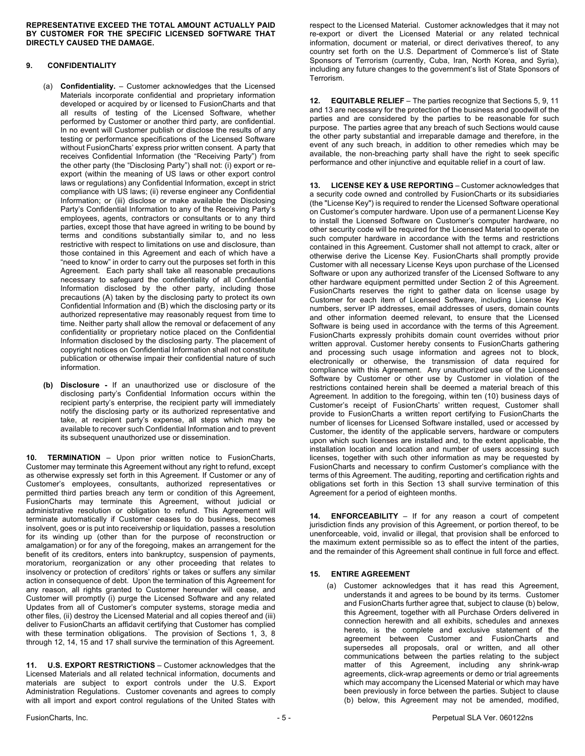**REPRESENTATIVE EXCEED THE TOTAL AMOUNT ACTUALLY PAID BY CUSTOMER FOR THE SPECIFIC LICENSED SOFTWARE THAT DIRECTLY CAUSED THE DAMAGE.**

**9. CONFIDENTIALITY**

(a) **Confidentiality.** – Customer acknowledges that the Licensed Materials incorporate confidential and proprietary information developed or acquired by or licensed to FusionCharts and that all results of testing of the Licensed Software, whether performed by Customer or another third party, are confidential. In no event will Customer publish or disclose the results of any testing or performance specifications of the Licensed Software without FusionCharts' express prior written consent. A party that receives Confidential Information (the "Receiving Party") from the other party (the "Disclosing Party") shall not: (i) export or re-export (within the meaning of US laws or other export control laws or regulations) any Confidential Information, except in strict compliance with US laws; (ii) reverse engineer any Confidential Information; or (iii) disclose or make available the Disclosing Party's Confidential Information to any of the Receiving Party's employees, agents, contractors or consultants or to any third parties, except those that have agreed in writing to be bound by terms and conditions substantially similar to, and no less restrictive with respect to limitations on use and disclosure, than those contained in this Agreement and each of which have a "need to know" in order to carry out the purposes set forth in this Agreement. Each party shall take all reasonable precautions necessary to safeguard the confidentiality of all Confidential Information disclosed by the other party, including those precautions (A) taken by the disclosing party to protect its own Confidential Information and (B) which the disclosing party or its authorized representative may reasonably request from time to time. Neither party shall allow the removal or defacement of any confidentiality or proprietary notice placed on the Confidential Information disclosed by the disclosing party. The placement of copyright notices on Confidential Information shall not constitute publication or otherwise impair their confidential nature of such information.

**(b) Disclosure -** If an unauthorized use or disclosure of the disclosing party's Confidential Information occurs within the recipient party's enterprise, the recipient party will immediately notify the disclosing party or its authorized representative and take, at recipient party's expense, all steps which may be available to recover such Confidential Information and to prevent its subsequent unauthorized use or dissemination.

**10. TERMINATION** – Upon prior written notice to FusionCharts, Customer may terminate this Agreement without any right to refund, except as otherwise expressly set forth in this Agreement. If Customer or any of Customer's employees, consultants, authorized representatives or permitted third parties breach any term or condition of this Agreement, FusionCharts may terminate this Agreement, without judicial or administrative resolution or obligation to refund. This Agreement will terminate automatically if Customer ceases to do business, becomes insolvent, goes or is put into receivership or liquidation, passes a resolution for its winding up (other than for the purpose of reconstruction or amalgamation) or for any of the foregoing, makes an arrangement for the benefit of its creditors, enters into bankruptcy, suspension of payments, moratorium, reorganization or any other proceeding that relates to insolvency or protection of creditors' rights or takes or suffers any similar action in consequence of debt. Upon the termination of this Agreement for any reason, all rights granted to Customer hereunder will cease, and Customer will promptly (i) purge the Licensed Software and any related Updates from all of Customer's computer systems, storage media and other files, (ii) destroy the Licensed Material and all copies thereof and (iii) deliver to FusionCharts an affidavit certifying that Customer has complied with these termination obligations. The provision of Sections 1, 3, 8 through 12, 14, 15 and 17 shall survive the termination of this Agreement.

**11. U.S. EXPORT RESTRICTIONS** – Customer acknowledges that the Licensed Materials and all related technical information, documents and materials are subject to export controls under the U.S. Export Administration Regulations. Customer covenants and agrees to comply with all import and export control regulations of the United States with respect to the Licensed Material. Customer acknowledges that it may not re-export or divert the Licensed Material or any related technical information, document or material, or direct derivatives thereof, to any country set forth on the U.S. Department of Commerce's list of State Sponsors of Terrorism (currently, Cuba, Iran, North Korea, and Syria), including any future changes to the government's list of State Sponsors of Terrorism.

**12. EQUITABLE RELIEF** – The parties recognize that Sections 5, 9, 11 and 13 are necessary for the protection of the business and goodwill of the parties and are considered by the parties to be reasonable for such purpose. The parties agree that any breach of such Sections would cause the other party substantial and irreparable damage and therefore, in the event of any such breach, in addition to other remedies which may be available, the non-breaching party shall have the right to seek specific performance and other injunctive and equitable relief in a court of law.

**13. LICENSE KEY & USE REPORTING** – Customer acknowledges that a security code owned and controlled by FusionCharts or its subsidiaries (the "License Key") is required to render the Licensed Software operational on Customer's computer hardware. Upon use of a permanent License Key to install the Licensed Software on Customer's computer hardware, no other security code will be required for the Licensed Material to operate on such computer hardware in accordance with the terms and restrictions contained in this Agreement. Customer shall not attempt to crack, alter or otherwise derive the License Key. FusionCharts shall promptly provide Customer with all necessary License Keys upon purchase of the Licensed Software or upon any authorized transfer of the Licensed Software to any other hardware equipment permitted under Section 2 of this Agreement. FusionCharts reserves the right to gather data on license usage by Customer for each item of Licensed Software, including License Key numbers, server IP addresses, email addresses of users, domain counts and other information deemed relevant, to ensure that the Licensed Software is being used in accordance with the terms of this Agreement. FusionCharts expressly prohibits domain count overrides without prior written approval. Customer hereby consents to FusionCharts gathering and processing such usage information and agrees not to block, electronically or otherwise, the transmission of data required for compliance with this Agreement. Any unauthorized use of the Licensed Software by Customer or other use by Customer in violation of the restrictions contained herein shall be deemed a material breach of this Agreement. In addition to the foregoing, within ten (10) business days of Customer's receipt of FusionCharts' written request, Customer shall provide to FusionCharts a written report certifying to FusionCharts the number of licenses for Licensed Software installed, used or accessed by Customer, the identity of the applicable servers, hardware or computers upon which such licenses are installed and, to the extent applicable, the installation location and location and number of users accessing such licenses, together with such other information as may be requested by FusionCharts and necessary to confirm Customer's compliance with the terms of this Agreement. The auditing, reporting and certification rights and obligations set forth in this Section 13 shall survive termination of this Agreement for a period of eighteen months.

**14. ENFORCEABILITY** – If for any reason a court of competent jurisdiction finds any provision of this Agreement, or portion thereof, to be unenforceable, void, invalid or illegal, that provision shall be enforced to the maximum extent permissible so as to effect the intent of the parties, and the remainder of this Agreement shall continue in full force and effect.

**15. ENTIRE AGREEMENT**

(a) Customer acknowledges that it has read this Agreement, understands it and agrees to be bound by its terms. Customer and FusionCharts further agree that, subject to clause (b) below, this Agreement, together with all Purchase Orders delivered in connection herewith and all exhibits, schedules and annexes hereto, is the complete and exclusive statement of the agreement between Customer and FusionCharts and supersedes all proposals, oral or written, and all other communications between the parties relating to the subject matter of this Agreement, including any shrink-wrap agreements, click-wrap agreements or demo or trial agreements which may accompany the Licensed Material or which may have been previously in force between the parties. Subject to clause (b) below, this Agreement may not be amended, modified,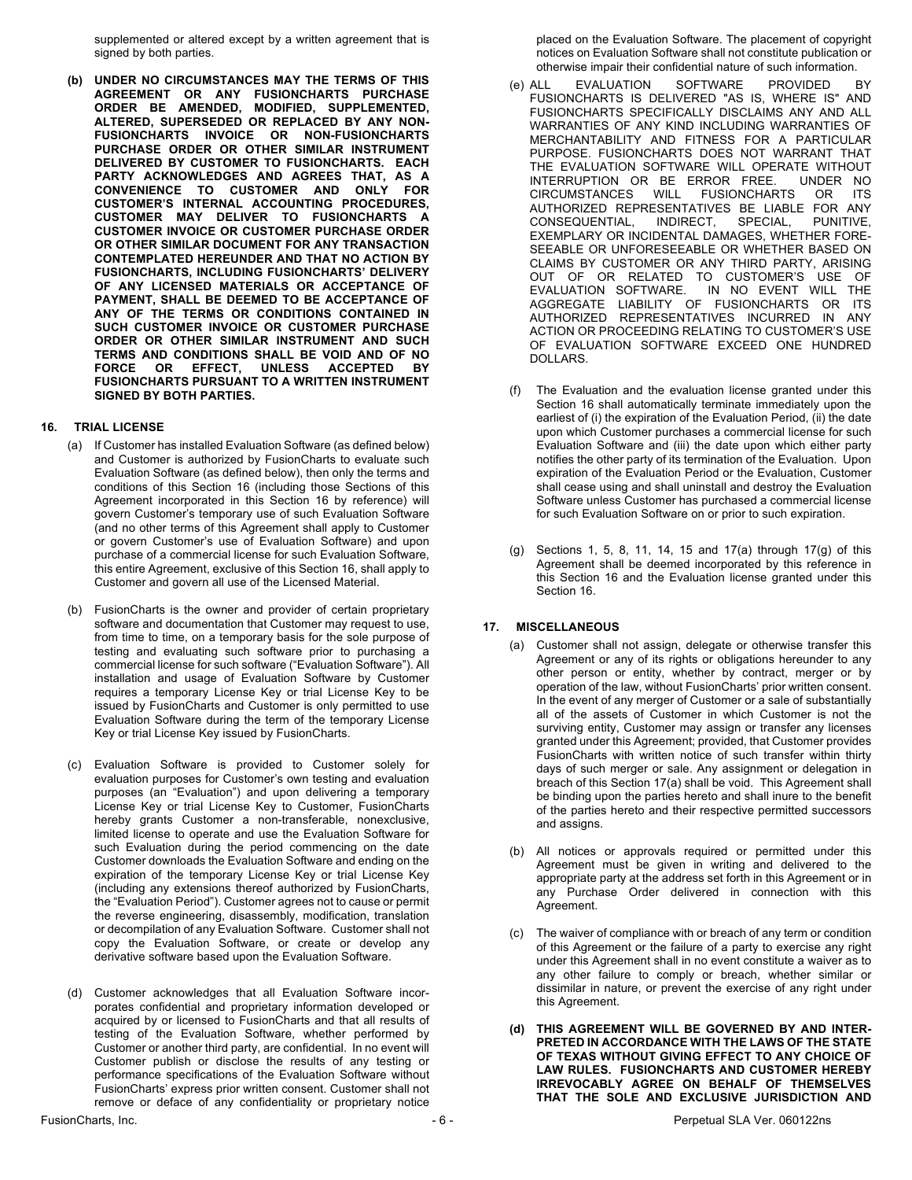supplemented or altered except by a written agreement that is signed by both parties.

**(b) UNDER NO CIRCUMSTANCES MAY THE TERMS OF THIS AGREEMENT OR ANY FUSIONCHARTS PURCHASE ORDER BE AMENDED, MODIFIED, SUPPLEMENTED, ALTERED, SUPERSEDED OR REPLACED BY ANY NON-FUSIONCHARTS INVOICE OR NON-FUSIONCHARTS PURCHASE ORDER OR OTHER SIMILAR INSTRUMENT DELIVERED BY CUSTOMER TO FUSIONCHARTS. EACH PARTY ACKNOWLEDGES AND AGREES THAT, AS A CONVENIENCE TO CUSTOMER AND ONLY FOR CUSTOMER'S INTERNAL ACCOUNTING PROCEDURES, CUSTOMER MAY DELIVER TO FUSIONCHARTS A CUSTOMER INVOICE OR CUSTOMER PURCHASE ORDER OR OTHER SIMILAR DOCUMENT FOR ANY TRANSACTION CONTEMPLATED HEREUNDER AND THAT NO ACTION BY FUSIONCHARTS, INCLUDING FUSIONCHARTS' DELIVERY OF ANY LICENSED MATERIALS OR ACCEPTANCE OF PAYMENT, SHALL BE DEEMED TO BE ACCEPTANCE OF ANY OF THE TERMS OR CONDITIONS CONTAINED IN SUCH CUSTOMER INVOICE OR CUSTOMER PURCHASE ORDER OR OTHER SIMILAR INSTRUMENT AND SUCH TERMS AND CONDITIONS SHALL BE VOID AND OF NO FORCE OR EFFECT, UNLESS ACCEPTED BY FUSIONCHARTS PURSUANT TO A WRITTEN INSTRUMENT SIGNED BY BOTH PARTIES.**

## 16. TRIAL LICENSE

(a) If Customer has installed Evaluation Software (as defined below) and Customer is authorized by FusionCharts to evaluate such Evaluation Software (as defined below), then only the terms and conditions of this Section 16 (including those Sections of this Agreement incorporated in this Section 16 by reference) will govern Customer's temporary use of such Evaluation Software (and no other terms of this Agreement shall apply to Customer or govern Customer's use of Evaluation Software) and upon purchase of a commercial license for such Evaluation Software, this entire Agreement, exclusive of this Section 16, shall apply to Customer and govern all use of the Licensed Material.

(b) FusionCharts is the owner and provider of certain proprietary software and documentation that Customer may request to use, from time to time, on a temporary basis for the sole purpose of testing and evaluating such software prior to purchasing a commercial license for such software ("Evaluation Software"). All installation and usage of Evaluation Software by Customer requires a temporary License Key or trial License Key to be issued by FusionCharts and Customer is only permitted to use Evaluation Software during the term of the temporary License Key or trial License Key issued by FusionCharts.

(c) Evaluation Software is provided to Customer solely for evaluation purposes for Customer's own testing and evaluation purposes (an "Evaluation") and upon delivering a temporary License Key or trial License Key to Customer, FusionCharts hereby grants Customer a non-transferable, nonexclusive, limited license to operate and use the Evaluation Software for such Evaluation during the period commencing on the date Customer downloads the Evaluation Software and ending on the expiration of the temporary License Key or trial License Key (including any extensions thereof authorized by FusionCharts, the "Evaluation Period"). Customer agrees not to cause or permit the reverse engineering, disassembly, modification, translation or decompilation of any Evaluation Software. Customer shall not copy the Evaluation Software, or create or develop any derivative software based upon the Evaluation Software.

(d) Customer acknowledges that all Evaluation Software incorporates confidential and proprietary information developed or acquired by or licensed to FusionCharts and that all results of testing of the Evaluation Software, whether performed by Customer or another third party, are confidential. In no event will Customer publish or disclose the results of any testing or performance specifications of the Evaluation Software without FusionCharts' express prior written consent. Customer shall not remove or deface of any confidentiality or proprietary notice placed on the Evaluation Software. The placement of copyright notices on Evaluation Software shall not constitute publication or otherwise impair their confidential nature of such information.

(e) ALL EVALUATION SOFTWARE PROVIDED BY FUSIONCHARTS IS DELIVERED "AS IS, WHERE IS" AND FUSIONCHARTS SPECIFICALLY DISCLAIMS ANY AND ALL WARRANTIES OF ANY KIND INCLUDING WARRANTIES OF MERCHANTABILITY AND FITNESS FOR A PARTICULAR PURPOSE. FUSIONCHARTS DOES NOT WARRANT THAT THE EVALUATION SOFTWARE WILL OPERATE WITHOUT INTERRUPTION OR BE ERROR FREE. UNDER NO CIRCUMSTANCES WILL FUSIONCHARTS OR ITS AUTHORIZED REPRESENTATIVES BE LIABLE FOR ANY CONSEQUENTIAL, INDIRECT, SPECIAL, PUNITIVE, EXEMPLARY OR INCIDENTAL DAMAGES, WHETHER FORE-SEEABLE OR UNFORESEEABLE OR WHETHER BASED ON CLAIMS BY CUSTOMER OR ANY THIRD PARTY, ARISING OUT OF OR RELATED TO CUSTOMER'S USE OF EVALUATION SOFTWARE. IN NO EVENT WILL THE AGGREGATE LIABILITY OF FUSIONCHARTS OR ITS AUTHORIZED REPRESENTATIVES INCURRED IN ANY ACTION OR PROCEEDING RELATING TO CUSTOMER'S USE OF EVALUATION SOFTWARE EXCEED ONE HUNDRED DOLLARS.

(f) The Evaluation and the evaluation license granted under this Section 16 shall automatically terminate immediately upon the earliest of (i) the expiration of the Evaluation Period, (ii) the date upon which Customer purchases a commercial license for such Evaluation Software and (iii) the date upon which either party notifies the other party of its termination of the Evaluation. Upon expiration of the Evaluation Period or the Evaluation, Customer shall cease using and shall uninstall and destroy the Evaluation Software unless Customer has purchased a commercial license for such Evaluation Software on or prior to such expiration.

(g) Sections 1, 5, 8, 11, 14, 15 and 17(a) through 17(g) of this Agreement shall be deemed incorporated by this reference in this Section 16 and the Evaluation license granted under this Section 16.

## 17. MISCELLANEOUS

(a) Customer shall not assign, delegate or otherwise transfer this Agreement or any of its rights or obligations hereunder to any other person or entity, whether by contract, merger or by operation of the law, without FusionCharts' prior written consent. In the event of any merger of Customer or a sale of substantially all of the assets of Customer in which Customer is not the surviving entity, Customer may assign or transfer any licenses granted under this Agreement; provided, that Customer provides FusionCharts with written notice of such transfer within thirty days of such merger or sale. Any assignment or delegation in breach of this Section 17(a) shall be void. This Agreement shall be binding upon the parties hereto and shall inure to the benefit of the parties hereto and their respective permitted successors and assigns.

(b) All notices or approvals required or permitted under this Agreement must be given in writing and delivered to the appropriate party at the address set forth in this Agreement or in any Purchase Order delivered in connection with this Agreement.

(c) The waiver of compliance with or breach of any term or condition of this Agreement or the failure of a party to exercise any right under this Agreement shall in no event constitute a waiver as to any other failure to comply or breach, whether similar or dissimilar in nature, or prevent the exercise of any right under this Agreement.

**(d) THIS AGREEMENT WILL BE GOVERNED BY AND INTER-PRETED IN ACCORDANCE WITH THE LAWS OF THE STATE OF TEXAS WITHOUT GIVING EFFECT TO ANY CHOICE OF LAW RULES. FUSIONCHARTS AND CUSTOMER HEREBY IRREVOCABLY AGREE ON BEHALF OF THEMSELVES THAT THE SOLE AND EXCLUSIVE JURISDICTION AND**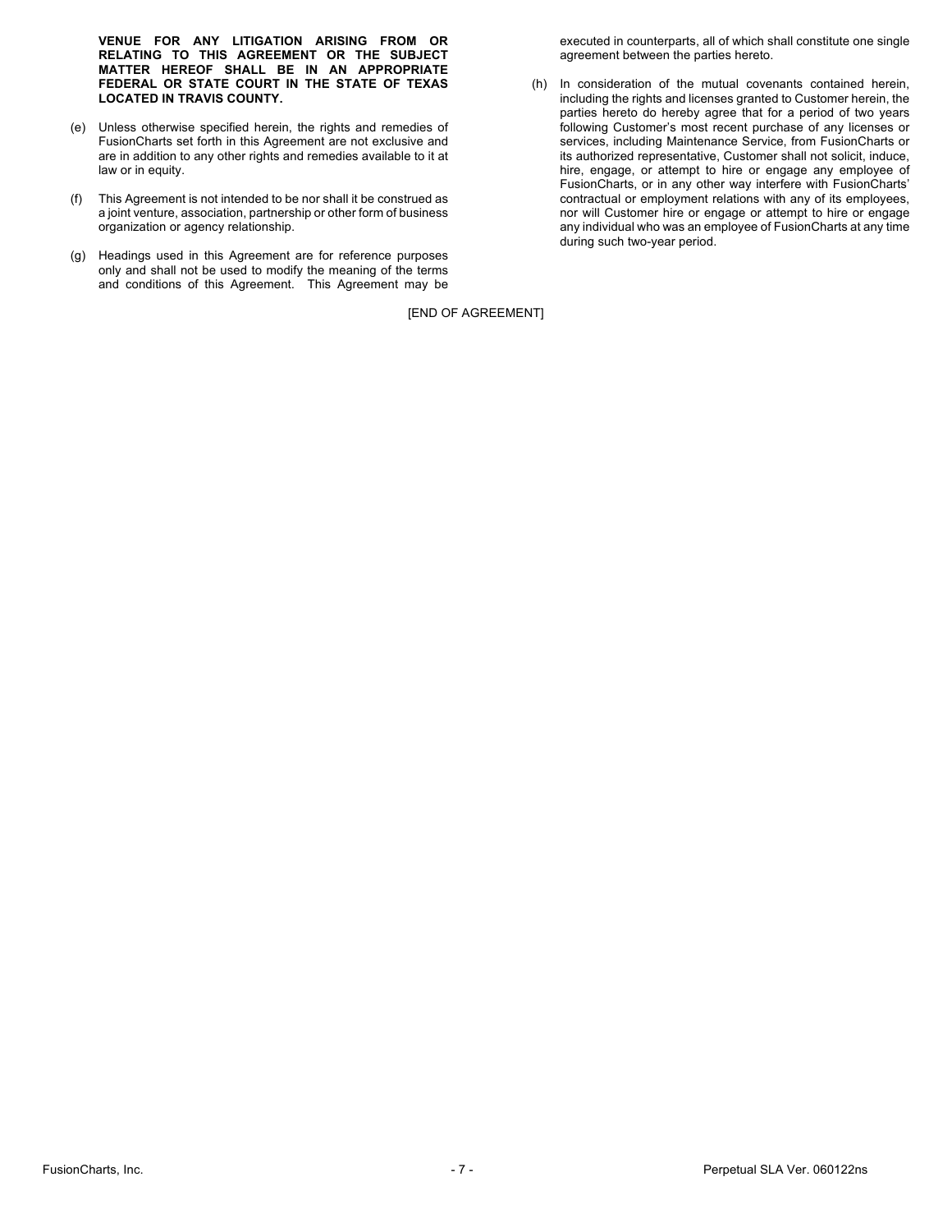**VENUE FOR ANY LITIGATION ARISING FROM OR RELATING TO THIS AGREEMENT OR THE SUBJECT MATTER HEREOF SHALL BE IN AN APPROPRIATE FEDERAL OR STATE COURT IN THE STATE OF TEXAS LOCATED IN TRAVIS COUNTY.**

(e) Unless otherwise specified herein, the rights and remedies of FusionCharts set forth in this Agreement are not exclusive and are in addition to any other rights and remedies available to it at law or in equity.

(f) This Agreement is not intended to be nor shall it be construed as a joint venture, association, partnership or other form of business organization or agency relationship.

(g) Headings used in this Agreement are for reference purposes only and shall not be used to modify the meaning of the terms and conditions of this Agreement. This Agreement may be executed in counterparts, all of which shall constitute one single agreement between the parties hereto.

(h) In consideration of the mutual covenants contained herein, including the rights and licenses granted to Customer herein, the parties hereto do hereby agree that for a period of two years following Customer's most recent purchase of any licenses or services, including Maintenance Service, from FusionCharts or its authorized representative, Customer shall not solicit, induce, hire, engage, or attempt to hire or engage any employee of FusionCharts, or in any other way interfere with FusionCharts' contractual or employment relations with any of its employees, nor will Customer hire or engage or attempt to hire or engage any individual who was an employee of FusionCharts at any time during such two-year period.

[END OF AGREEMENT]